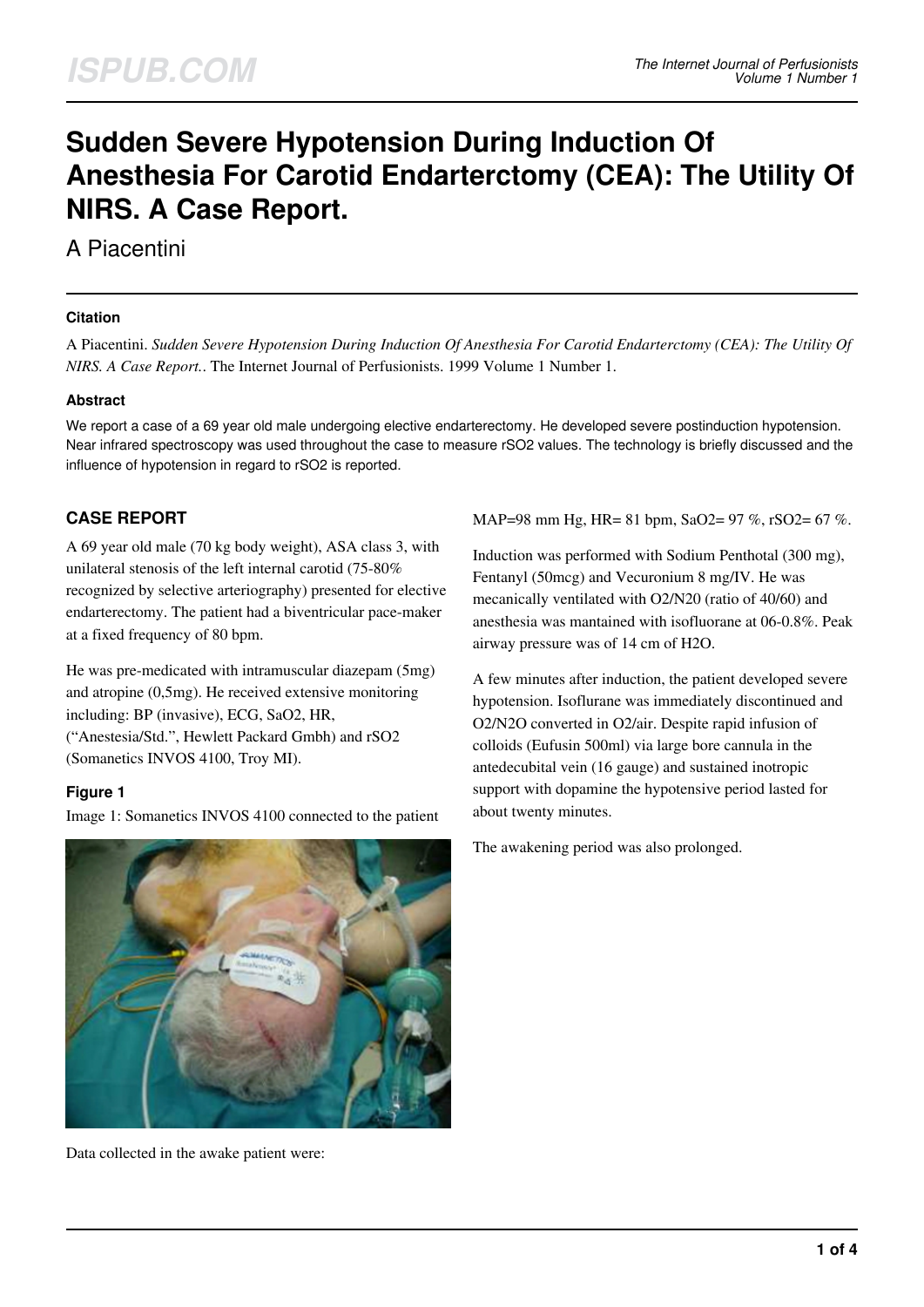# Sudden Severe Hypotension During Induction Of Anesthesia For Carotid Endarterctomy (CEA): The Utility Of NIRS. A Case Report.

A Piacentini

### Citation

A Piacentini. *Sudden Severe Hypotension During Induction Of Anesthesia For Carotid Endarterctomy (CEA): The Utility Of NIRS. A Case Report.*. The Internet Journal of Perfusionists. 1999 Volume 1 Number 1.

### Abstract

We report a case of a 69 year old male undergoing elective endarterectomy. He developed severe postinduction hypotension. Near infrared spectroscopy was used throughout the case to measure rSO2 values. The technology is briefly discussed and the influence of hypotension in regard to rSO2 is reported.

## CASE REPORT

A 69 year old male (70 kg body weight), ASA class 3, with unilateral stenosis of the left internal carotid (75-80% recognized by selective arteriography) presented for elective endarterectomy. The patient had a biventricular pace-maker at a fixed frequency of 80 bpm.

He was pre-medicated with intramuscular diazepam (5mg) and atropine (0,5mg). He received extensive monitoring including: BP (invasive), ECG, SaO2, HR, ("Anestesia/Std.", Hewlett Packard Gmbh) and rSO2 (Somanetics INVOS 4100, Troy MI).

### Figure 1

Image 1: Somanetics INVOS 4100 connected to the patient

Data collected in the awake patient were:

MAP=98 mm Hg, HR= 81 bpm, SaO2= 97 %, rSO2= 67 %.

Induction was performed with Sodium Penthotal (300 mg), Fentanyl (50mcg) and Vecuronium 8 mg/IV. He was mecanically ventilated with O2/N20 (ratio of 40/60) and anesthesia was mantained with isofluorane at 06-0.8%. Peak airway pressure was of 14 cm of H2O.

A few minutes after induction, the patient developed severe hypotension. Isoflurane was immediately discontinued and O2/N2O converted in O2/air. Despite rapid infusion of colloids (Eufusin 500ml) via large bore cannula in the antedecubital vein (16 gauge) and sustained inotropic support with dopamine the hypotensive period lasted for about twenty minutes.

The awakening period was also prolonged.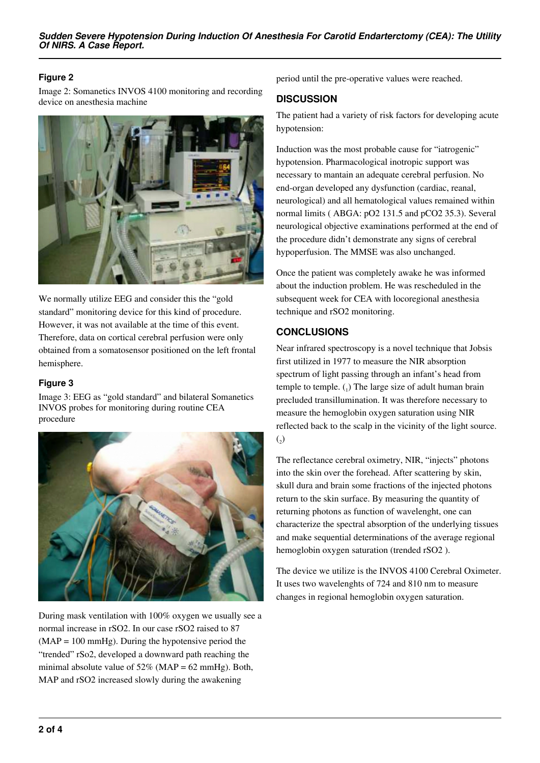### Figure 2

Image 2: Somanetics INVOS 4100 monitoring and recording device on anesthesia machine

We normally utilize EEG and consider this the "gold standard" monitoring device for this kind of procedure. However, it was not available at the time of this event. Therefore, data on cortical cerebral perfusion were only obtained from a somatosensor positioned on the left frontal hemisphere.

### Figure 3

Image 3: EEG as "gold standard" and bilateral Somanetics INVOS probes for monitoring during routine CEA procedure

During mask ventilation with 100% oxygen we usually see a normal increase in rSO2. In our case rSO2 raised to 87 (MAP = 100 mmHg). During the hypotensive period the "trended" rSo2, developed a downward path reaching the minimal absolute value of 52% (MAP = 62 mmHg). Both, MAP and rSO2 increased slowly during the awakening period until the pre-operative values were reached.

## DISCUSSION

The patient had a variety of risk factors for developing acute hypotension:

Induction was the most probable cause for "iatrogenic" hypotension. Pharmacological inotropic support was necessary to mantain an adequate cerebral perfusion. No end-organ developed any dysfunction (cardiac, reanal, neurological) and all hematological values remained within normal limits ( ABGA: pO2 131.5 and pCO2 35.3). Several neurological objective examinations performed at the end of the procedure didn't demonstrate any signs of cerebral hypoperfusion. The MMSE was also unchanged.

Once the patient was completely awake he was informed about the induction problem. He was rescheduled in the subsequent week for CEA with locoregional anesthesia technique and rSO2 monitoring.

## CONCLUSIONS

Near infrared spectroscopy is a novel technique that Jobsis first utilized in 1977 to measure the NIR absorption spectrum of light passing through an infant's head from temple to temple. ([1]) The large size of adult human brain precluded transillumination. It was therefore necessary to measure the hemoglobin oxygen saturation using NIR reflected back to the scalp in the vicinity of the light source. ([2])

The reflectance cerebral oximetry, NIR, "injects" photons into the skin over the forehead. After scattering by skin, skull dura and brain some fractions of the injected photons return to the skin surface. By measuring the quantity of returning photons as function of wavelenght, one can characterize the spectral absorption of the underlying tissues and make sequential determinations of the average regional hemoglobin oxygen saturation (trended rSO2 ).

The device we utilize is the INVOS 4100 Cerebral Oximeter. It uses two wavelenghts of 724 and 810 nm to measure changes in regional hemoglobin oxygen saturation.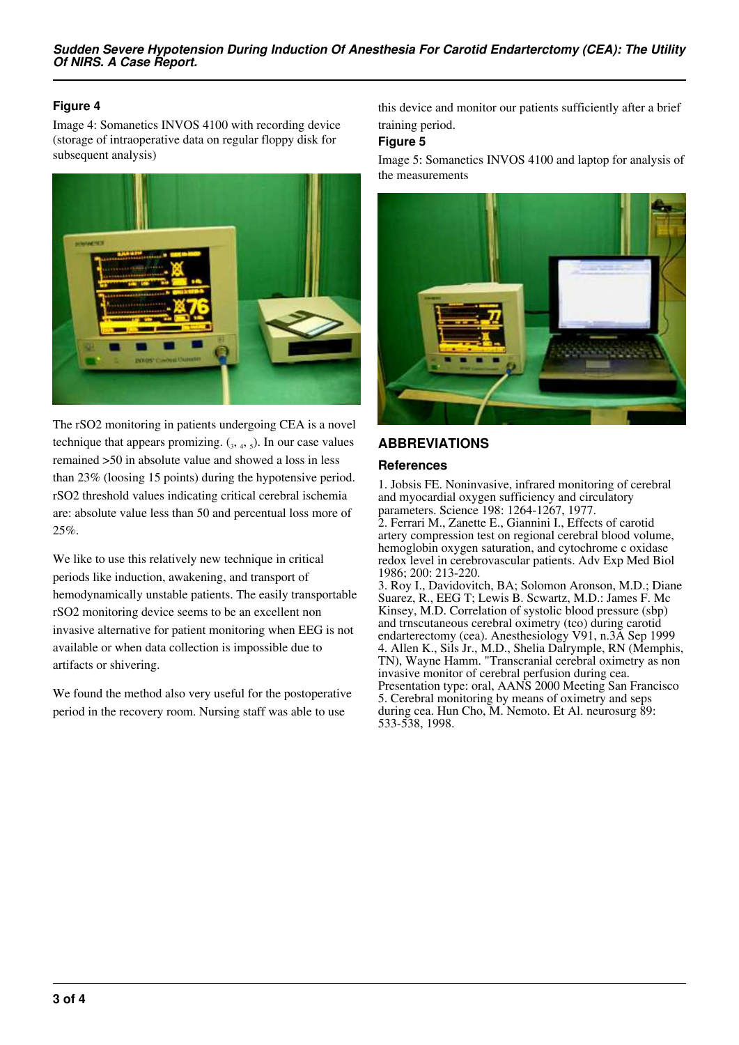### Figure 4

Image 4: Somanetics INVOS 4100 with recording device (storage of intraoperative data on regular floppy disk for subsequent analysis)

The rSO2 monitoring in patients undergoing CEA is a novel technique that appears promizing. ($_3$, $_4$, $_5$). In our case values remained >50 in absolute value and showed a loss in less than 23% (loosing 15 points) during the hypotensive period. rSO2 threshold values indicating critical cerebral ischemia are: absolute value less than 50 and percentual loss more of 25%.

We like to use this relatively new technique in critical periods like induction, awakening, and transport of hemodynamically unstable patients. The easily transportable rSO2 monitoring device seems to be an excellent non invasive alternative for patient monitoring when EEG is not available or when data collection is impossible due to artifacts or shivering.

We found the method also very useful for the postoperative period in the recovery room. Nursing staff was able to use this device and monitor our patients sufficiently after a brief training period.

### Figure 5

Image 5: Somanetics INVOS 4100 and laptop for analysis of the measurements

## ABBREVIATIONS

### References

1. Jobsis FE. Noninvasive, infrared monitoring of cerebral and myocardial oxygen sufficiency and circulatory parameters. Science 198: 1264-1267, 1977.
2. Ferrari M., Zanette E., Giannini I., Effects of carotid artery compression test on regional cerebral blood volume, hemoglobin oxygen saturation, and cytochrome c oxidase redox level in cerebrovascular patients. Adv Exp Med Biol 1986; 200: 213-220.
3. Roy I., Davidovitch, BA; Solomon Aronson, M.D.; Diane Suarez, R., EEG T; Lewis B. Scwartz, M.D.: James F. Mc Kinsey, M.D. Correlation of systolic blood pressure (sbp) and trnscutaneous cerebral oximetry (tco) during carotid endarterectomy (cea). Anesthesiology V91, n.3A Sep 1999
4. Allen K., Sils Jr., M.D., Shelia Dalrymple, RN (Memphis, TN), Wayne Hamm. "Transcranial cerebral oximetry as non invasive monitor of cerebral perfusion during cea. Presentation type: oral, AANS 2000 Meeting San Francisco
5. Cerebral monitoring by means of oximetry and seps during cea. Hun Cho, M. Nemoto. Et Al. neurosurg 89: 533-538, 1998.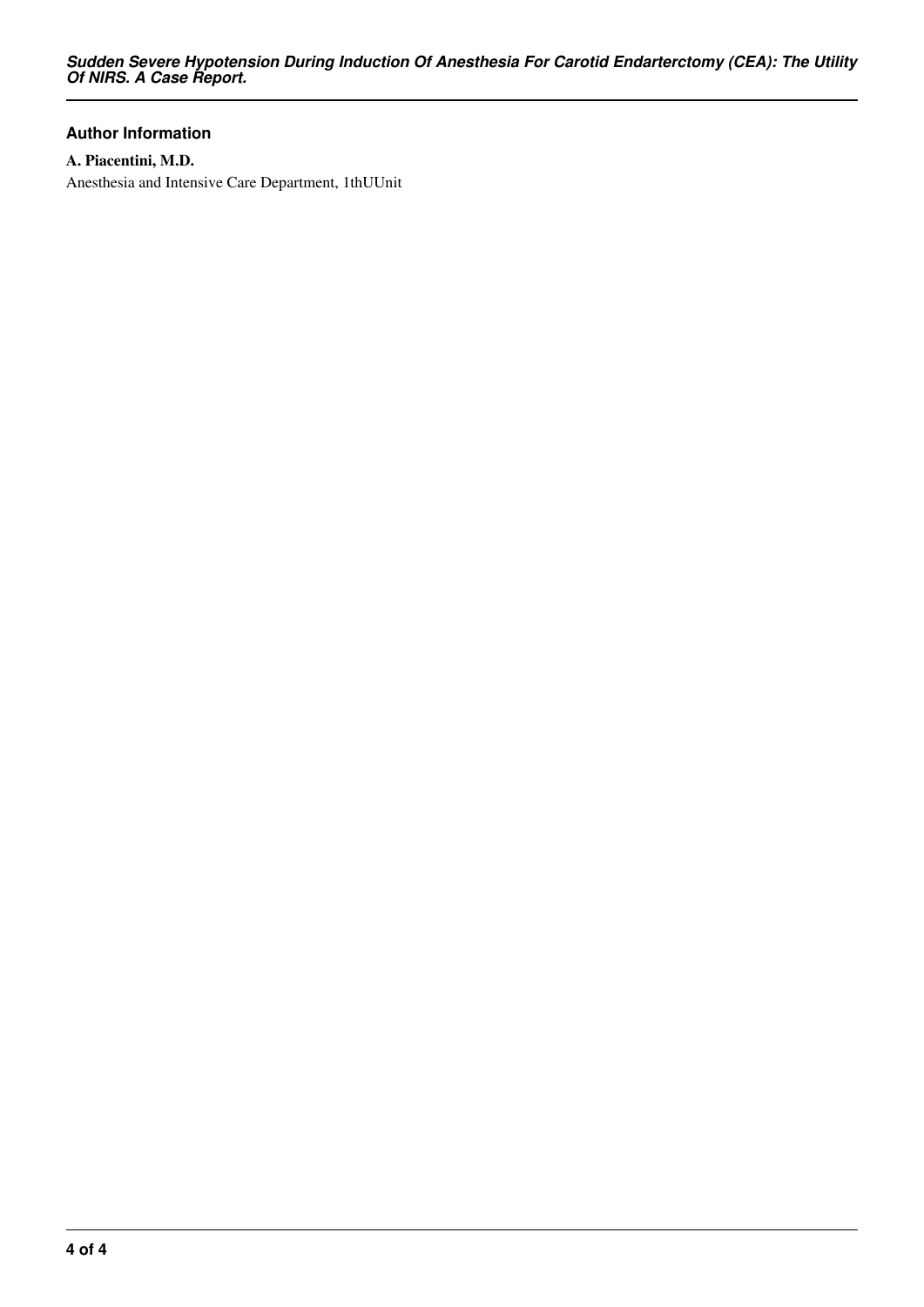## Author Information

**A. Piacentini, M.D.**

Anesthesia and Intensive Care Department, 1thUUnit